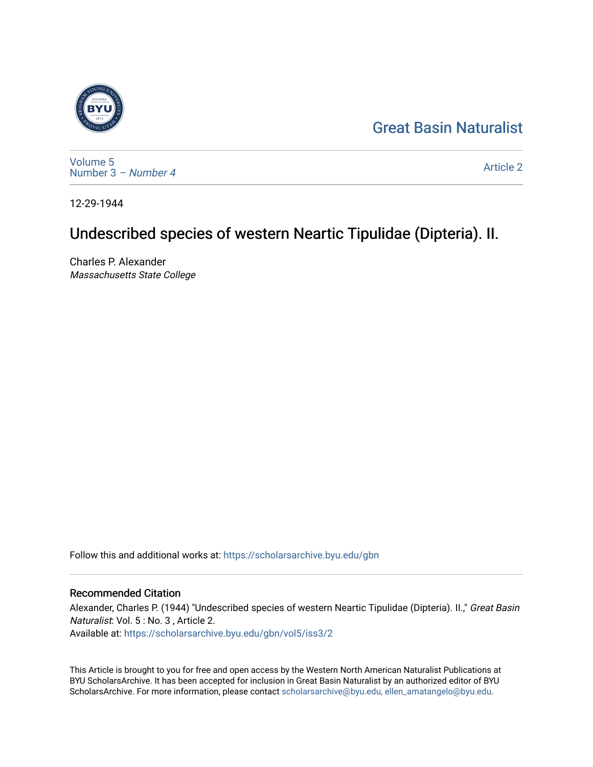Great Basin Naturalist

Volume 5
Number 3 – *Number 4*

Article 2

12-29-1944

# Undescribed species of western Neartic Tipulidae (Dipteria). II.

Charles P. Alexander
*Massachusetts State College*

Follow this and additional works at: https://scholarsarchive.byu.edu/gbn

## Recommended Citation

Alexander, Charles P. (1944) "Undescribed species of western Neartic Tipulidae (Dipteria). II.," *Great Basin Naturalist*: Vol. 5 : No. 3 , Article 2.
Available at: https://scholarsarchive.byu.edu/gbn/vol5/iss3/2

This Article is brought to you for free and open access by the Western North American Naturalist Publications at BYU ScholarsArchive. It has been accepted for inclusion in Great Basin Naturalist by an authorized editor of BYU ScholarsArchive. For more information, please contact scholarsarchive@byu.edu, ellen_amatangelo@byu.edu.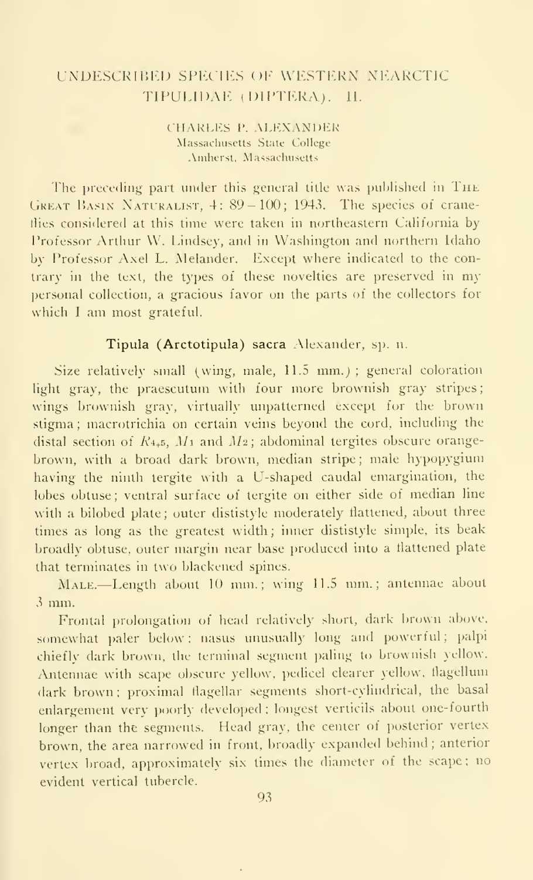# UNDESCRIBED SPECIES OF WESTERN NEARCTIC TIPULIDAE (DIPTERA). II.

CHARLES P. ALEXANDER
Massachusetts State College
Amherst, Massachusetts

The preceding part under this general title was published in THE GREAT BASIN NATURALIST, 4: 89–100; 1943. The species of crane-flies considered at this time were taken in northeastern California by Professor Arthur W. Lindsey, and in Washington and northern Idaho by Professor Axel L. Melander. Except where indicated to the contrary in the text, the types of these novelties are preserved in my personal collection, a gracious favor on the parts of the collectors for which I am most grateful.

### **Tipula (Arctotipula) sacra** Alexander, sp. n.

Size relatively small (wing, male, 11.5 mm.); general coloration light gray, the praescutum with four more brownish gray stripes; wings brownish gray, virtually unpatterned except for the brown stigma; macrotrichia on certain veins beyond the cord, including the distal section of $R_{4+5}$, $M_1$ and $M_2$; abdominal tergites obscure orange-brown, with a broad dark brown, median stripe; male hypopygium having the ninth tergite with a U-shaped caudal emargination, the lobes obtuse; ventral surface of tergite on either side of median line with a bilobed plate; outer dististyle moderately flattened, about three times as long as the greatest width; inner dististyle simple, its beak broadly obtuse, outer margin near base produced into a flattened plate that terminates in two blackened spines.

MALE.—Length about 10 mm.; wing 11.5 mm.; antennae about 3 mm.

Frontal prolongation of head relatively short, dark brown above, somewhat paler below; nasus unusually long and powerful; palpi chiefly dark brown, the terminal segment paling to brownish yellow. Antennae with scape obscure yellow, pedicel clearer yellow, flagellum dark brown; proximal flagellar segments short-cylindrical, the basal enlargement very poorly developed; longest verticils about one-fourth longer than the segments. Head gray, the center of posterior vertex brown, the area narrowed in front, broadly expanded behind; anterior vertex broad, approximately six times the diameter of the scape; no evident vertical tubercle.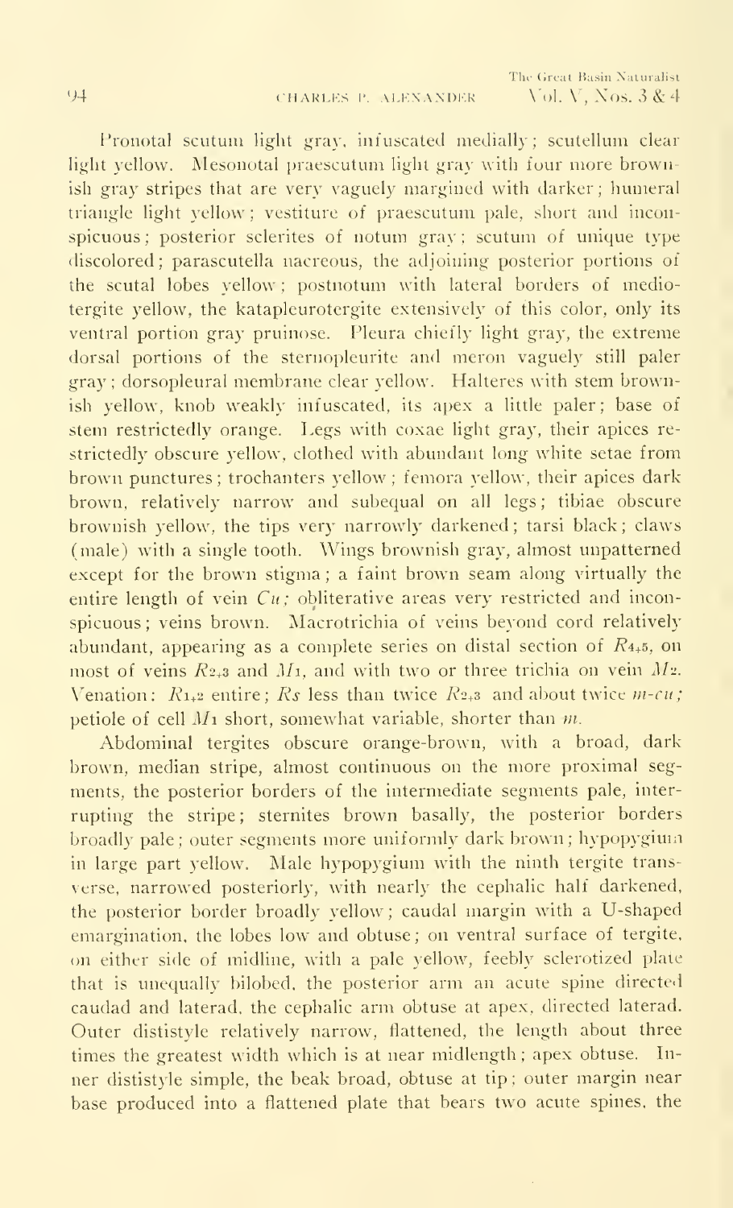Pronotal scutum light gray, infuscated medially; scutellum clear light yellow. Mesonotal praescutum light gray with four more brownish gray stripes that are very vaguely margined with darker; humeral triangle light yellow; vestiture of praescutum pale, short and inconspicuous; posterior sclerites of notum gray; scutum of unique type discolored; parascutella nacreous, the adjoining posterior portions of the scutal lobes yellow; postnotum with lateral borders of mediotergite yellow, the katapleurotergite extensively of this color, only its ventral portion gray pruinose. Pleura chiefly light gray, the extreme dorsal portions of the sternopleurite and meron vaguely still paler gray; dorsopleural membrane clear yellow. Halteres with stem brownish yellow, knob weakly infuscated, its apex a little paler; base of stem restrictedly orange. Legs with coxae light gray, their apices restrictedly obscure yellow, clothed with abundant long white setae from brown punctures; trochanters yellow; femora yellow, their apices dark brown, relatively narrow and subequal on all legs; tibiae obscure brownish yellow, the tips very narrowly darkened; tarsi black; claws (male) with a single tooth. Wings brownish gray, almost unpatterned except for the brown stigma; a faint brown seam along virtually the entire length of vein *Cu*; obliterative areas very restricted and inconspicuous; veins brown. Macrotrichia of veins beyond cord relatively abundant, appearing as a complete series on distal section of $R_{4+5}$, on most of veins $R_{2+3}$ and $M_1$, and with two or three trichia on vein $M_2$. Venation: $R_{1+2}$ entire; *Rs* less than twice $R_{2+3}$ and about twice *m-cu*; petiole of cell $M_1$ short, somewhat variable, shorter than *m*.

Abdominal tergites obscure orange-brown, with a broad, dark brown, median stripe, almost continuous on the more proximal segments, the posterior borders of the intermediate segments pale, interrupting the stripe; sternites brown basally, the posterior borders broadly pale; outer segments more uniformly dark brown; hypopygium in large part yellow. Male hypopygium with the ninth tergite transverse, narrowed posteriorly, with nearly the cephalic half darkened, the posterior border broadly yellow; caudal margin with a U-shaped emargination, the lobes low and obtuse; on ventral surface of tergite, on either side of midline, with a pale yellow, feebly sclerotized plate that is unequally bilobed, the posterior arm an acute spine directed caudad and laterad, the cephalic arm obtuse at apex, directed laterad. Outer dististyle relatively narrow, flattened, the length about three times the greatest width which is at near midlength; apex obtuse. Inner dististyle simple, the beak broad, obtuse at tip; outer margin near base produced into a flattened plate that bears two acute spines, the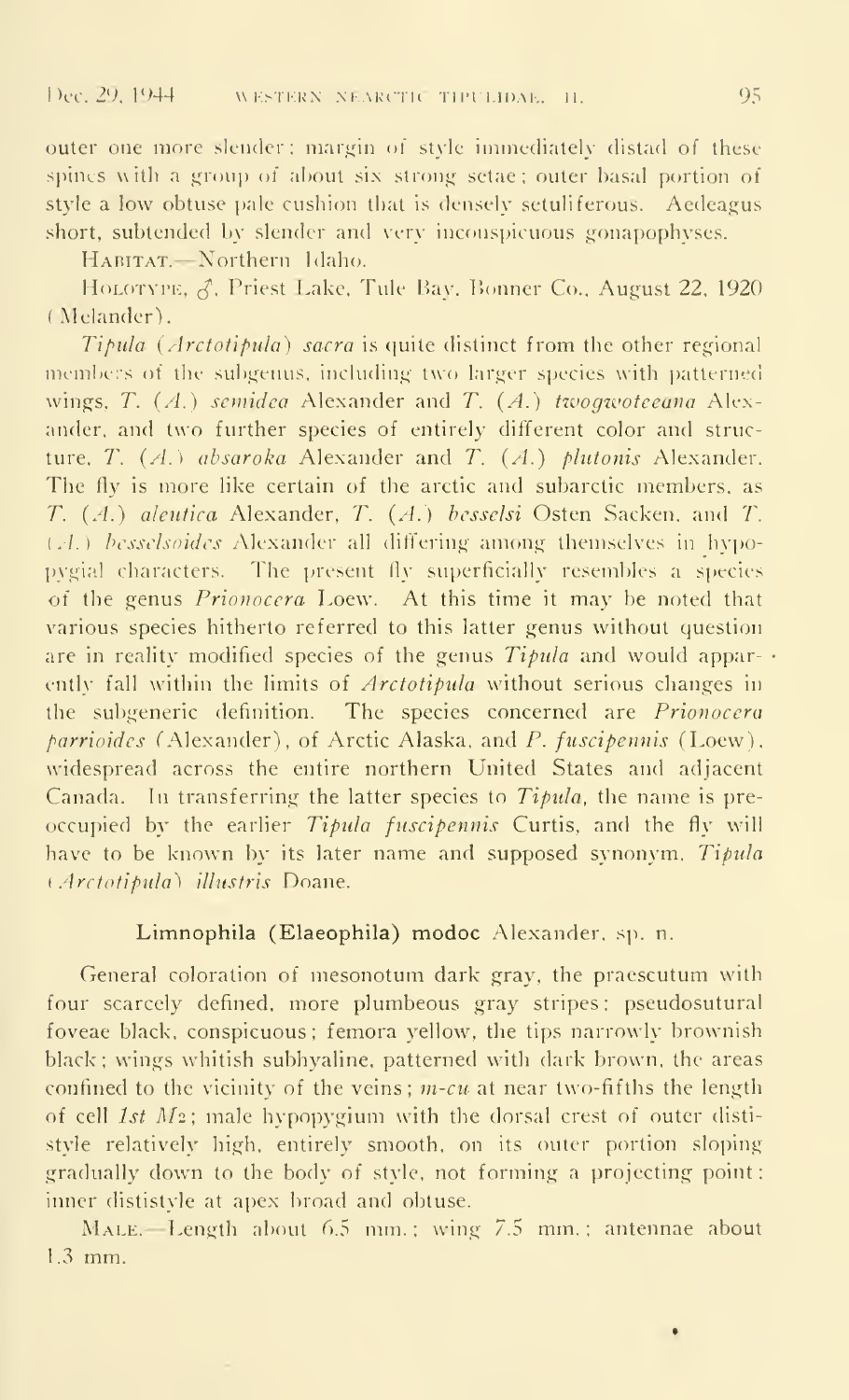outer one more slender; margin of style immediately distad of these spines with a group of about six strong setae; outer basal portion of style a low obtuse pale cushion that is densely setuliferous. Aedeagus short, subtended by slender and very inconspicuous gonapophyses.

HABITAT.—Northern Idaho.

HOLOTYPE, ♂, Priest Lake, Tule Bay, Bonner Co., August 22, 1920 (Melander).

*Tipula* (*Arctotipula*) *sacra* is quite distinct from the other regional members of the subgenus, including two larger species with patterned wings, *T.* (*A.*) *semidea* Alexander and *T.* (*A.*) *twogwoteeana* Alexander, and two further species of entirely different color and structure, *T.* (*A.*) *absaroka* Alexander and *T.* (*A.*) *plutonis* Alexander. The fly is more like certain of the arctic and subarctic members, as *T.* (*A.*) *aleutica* Alexander, *T.* (*A.*) *besselsi* Osten Sacken, and *T.* (*A.*) *besselsoides* Alexander all differing among themselves in hypopygial characters. The present fly superficially resembles a species of the genus *Prionocera* Loew. At this time it may be noted that various species hitherto referred to this latter genus without question are in reality modified species of the genus *Tipula* and would apparently fall within the limits of *Arctotipula* without serious changes in the subgeneric definition. The species concerned are *Prionocera parrioides* (Alexander), of Arctic Alaska, and *P. fuscipennis* (Loew), widespread across the entire northern United States and adjacent Canada. In transferring the latter species to *Tipula*, the name is preoccupied by the earlier *Tipula fuscipennis* Curtis, and the fly will have to be known by its later name and supposed synonym, *Tipula* (*Arctotipula*) *illustris* Doane.

## Limnophila (Elaeophila) modoc Alexander, sp. n.

General coloration of mesonotum dark gray, the praescutum with four scarcely defined, more plumbeous gray stripes; pseudosutural foveae black, conspicuous; femora yellow, the tips narrowly brownish black; wings whitish subhyaline, patterned with dark brown, the areas confined to the vicinity of the veins; *m-cu* at near two-fifths the length of cell *1st* $M_2$; male hypopygium with the dorsal crest of outer dististyle relatively high, entirely smooth, on its outer portion sloping gradually down to the body of style, not forming a projecting point; inner dististyle at apex broad and obtuse.

MALE.—Length about 6.5 mm.; wing 7.5 mm.; antennae about 1.3 mm.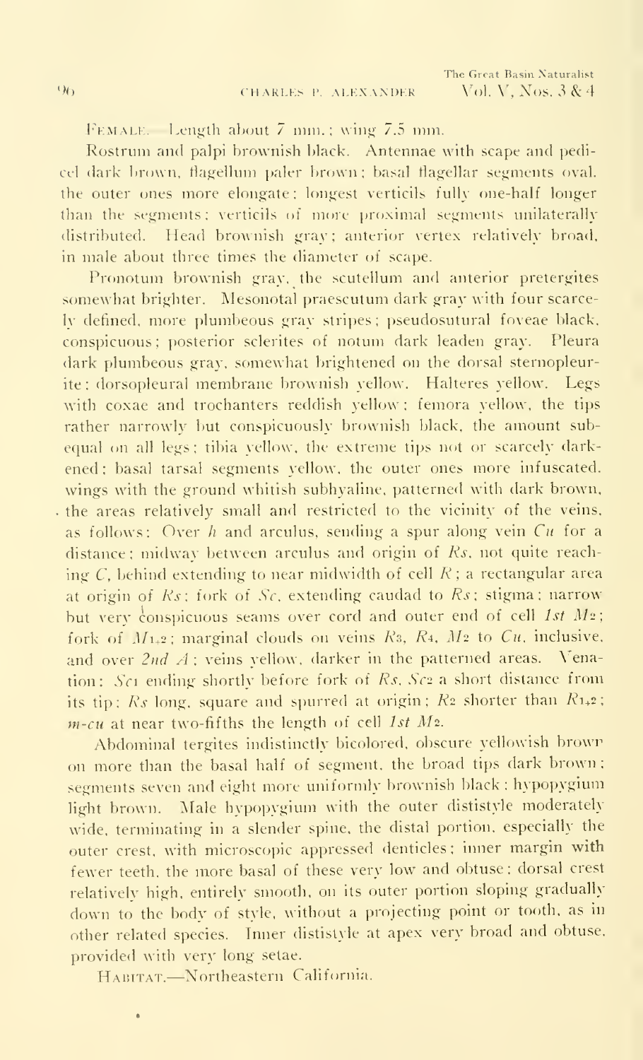FEMALE. Length about 7 mm.; wing 7.5 mm.

Rostrum and palpi brownish black. Antennae with scape and pedicel dark brown, flagellum paler brown; basal flagellar segments oval, the outer ones more elongate; longest verticils fully one-half longer than the segments; verticils of more proximal segments unilaterally distributed. Head brownish gray; anterior vertex relatively broad, in male about three times the diameter of scape.

Pronotum brownish gray, the scutellum and anterior pretergites somewhat brighter. Mesonotal praescutum dark gray with four scarcely defined, more plumbeous gray stripes; pseudosutural foveae black, conspicuous; posterior sclerites of notum dark leaden gray. Pleura dark plumbeous gray, somewhat brightened on the dorsal sternopleurite; dorsopleural membrane brownish yellow. Halteres yellow. Legs with coxae and trochanters reddish yellow; femora yellow, the tips rather narrowly but conspicuously brownish black, the amount subequal on all legs; tibia yellow, the extreme tips not or scarcely darkened; basal tarsal segments yellow, the outer ones more infuscated. Wings with the ground whitish subhyaline, patterned with dark brown, the areas relatively small and restricted to the vicinity of the veins, as follows: Over *h* and arculus, sending a spur along vein *Cu* for a distance; midway between arculus and origin of *Rs*, not quite reaching *C*, behind extending to near midwidth of cell *R*; a rectangular area at origin of *Rs*; fork of *Sc*, extending caudad to *Rs*; stigma; narrow but very conspicuous seams over cord and outer end of cell *1st* $M_2$; fork of $M_{1+2}$; marginal clouds on veins $R_3$, $R_4$, $M_2$ to *Cu*, inclusive, and over *2nd A*; veins yellow, darker in the patterned areas. Venation: $Sc_1$ ending shortly before fork of *Rs*, $Sc_2$ a short distance from its tip; *Rs* long, square and spurred at origin; $R_2$ shorter than $R_{1+2}$; *m-cu* at near two-fifths the length of cell *1st* $M_2$.

Abdominal tergites indistinctly bicolored, obscure yellowish brown on more than the basal half of segment, the broad tips dark brown; segments seven and eight more uniformly brownish black; hypopygium light brown. Male hypopygium with the outer dististyle moderately wide, terminating in a slender spine, the distal portion, especially the outer crest, with microscopic appressed denticles; inner margin with fewer teeth, the more basal of these very low and obtuse; dorsal crest relatively high, entirely smooth, on its outer portion sloping gradually down to the body of style, without a projecting point or tooth, as in other related species. Inner dististyle at apex very broad and obtuse, provided with very long setae.

HABITAT.—Northeastern California.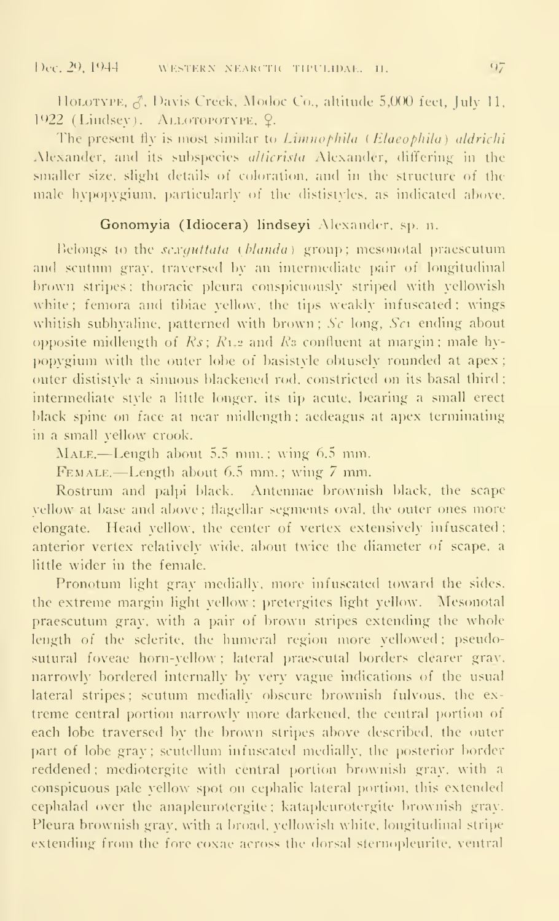HOLOTYPE, ♂, Davis Creek, Modoc Co., altitude 5,000 feet, July 11, 1922 (Lindsey). ALLOTOPOTYPE, ♀.

The present fly is most similar to *Limnophila* (*Elaeophila*) *aldrichi* Alexander, and its subspecies *alticrista* Alexander, differing in the smaller size, slight details of coloration, and in the structure of the male hypopygium, particularly of the dististyles, as indicated above.

## Gonomyia (Idiocera) lindseyi Alexander, sp. n.

Belongs to the *sexguttata* (*blanda*) group; mesonotal praescutum and scutum gray, traversed by an intermediate pair of longitudinal brown stripes; thoracic pleura conspicuously striped with yellowish white; femora and tibiae yellow, the tips weakly infuscated; wings whitish subhyaline, patterned with brown; *Sc* long, $Sc_1$ ending about opposite midlength of *Rs*; $R_{1,2}$ and $R_3$ confluent at margin; male hypopygium with the outer lobe of basistyle obtusely rounded at apex; outer dististyle a sinuous blackened rod, constricted on its basal third; intermediate style a little longer, its tip acute, bearing a small erect black spine on face at near midlength; aedeagus at apex terminating in a small yellow crook.

MALE.—Length about 5.5 mm.; wing 6.5 mm.

FEMALE.—Length about 6.5 mm.; wing 7 mm.

Rostrum and palpi black. Antennae brownish black, the scape yellow at base and above; flagellar segments oval, the outer ones more elongate. Head yellow, the center of vertex extensively infuscated; anterior vertex relatively wide, about twice the diameter of scape, a little wider in the female.

Pronotum light gray medially, more infuscated toward the sides, the extreme margin light yellow; pretergites light yellow. Mesonotal praescutum gray, with a pair of brown stripes extending the whole length of the sclerite, the humeral region more yellowed; pseudosutural foveae horn-yellow; lateral praescutal borders clearer gray, narrowly bordered internally by very vague indications of the usual lateral stripes; scutum medially obscure brownish fulvous, the extreme central portion narrowly more darkened, the central portion of each lobe traversed by the brown stripes above described, the outer part of lobe gray; scutellum infuscated medially, the posterior border reddened; mediotergite with central portion brownish gray, with a conspicuous pale yellow spot on cephalic lateral portion, this extended cephalad over the anapleurotergite; katapleurotergite brownish gray. Pleura brownish gray, with a broad, yellowish white, longitudinal stripe extending from the fore coxae across the dorsal sternopleurite, ventral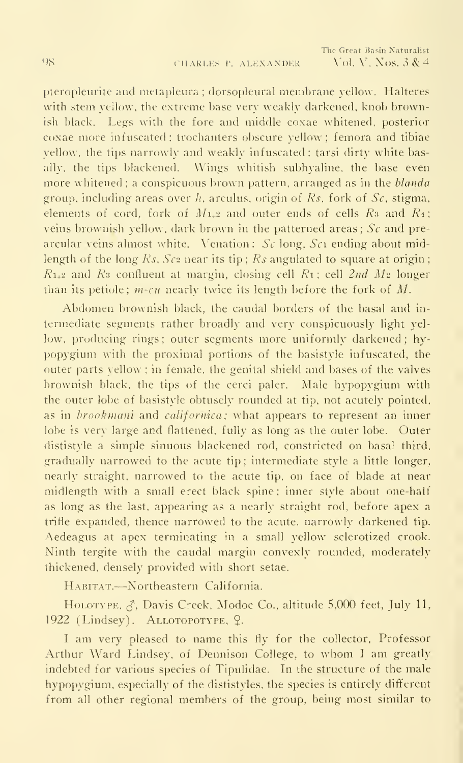pteropleurite and metapleura; dorsopleural membrane yellow. Halteres with stem yellow, the extreme base very weakly darkened, knob brownish black. Legs with the fore and middle coxae whitened, posterior coxae more infuscated; trochanters obscure yellow; femora and tibiae yellow, the tips narrowly and weakly infuscated; tarsi dirty white basally, the tips blackened. Wings whitish subhyaline, the base even more whitened; a conspicuous brown pattern, arranged as in the *blanda* group, including areas over *h*, arculus, origin of *Rs*, fork of *Sc*, stigma, elements of cord, fork of $M_{1+2}$ and outer ends of cells $R_3$ and $R_4$; veins brownish yellow, dark brown in the patterned areas; *Sc* and prearcular veins almost white. Venation: *Sc* long, $Sc_1$ ending about midlength of the long *Rs*, $Sc_2$ near its tip; *Rs* angulated to square at origin; $R_{1+2}$ and $R_3$ confluent at margin, closing cell $R_1$; cell *2nd* $M_2$ longer than its petiole; *m-cu* nearly twice its length before the fork of *M*.

Abdomen brownish black, the caudal borders of the basal and intermediate segments rather broadly and very conspicuously light yellow, producing rings; outer segments more uniformly darkened; hypopygium with the proximal portions of the basistyle infuscated, the outer parts yellow; in female, the genital shield and bases of the valves brownish black, the tips of the cerci paler. Male hypopygium with the outer lobe of basistyle obtusely rounded at tip, not acutely pointed, as in *brookmani* and *californica;* what appears to represent an inner lobe is very large and flattened, fully as long as the outer lobe. Outer dististyle a simple sinuous blackened rod, constricted on basal third, gradually narrowed to the acute tip; intermediate style a little longer, nearly straight, narrowed to the acute tip, on face of blade at near midlength with a small erect black spine; inner style about one-half as long as the last, appearing as a nearly straight rod, before apex a trifle expanded, thence narrowed to the acute, narrowly darkened tip. Aedeagus at apex terminating in a small yellow sclerotized crook. Ninth tergite with the caudal margin convexly rounded, moderately thickened, densely provided with short setae.

Habitat.—Northeastern California.

Holotype, ♂, Davis Creek, Modoc Co., altitude 5,000 feet, July 11, 1922 (Lindsey). Allotopotype, ♀.

I am very pleased to name this fly for the collector, Professor Arthur Ward Lindsey, of Dennison College, to whom I am greatly indebted for various species of Tipulidae. In the structure of the male hypopygium, especially of the dististyles, the species is entirely different from all other regional members of the group, being most similar to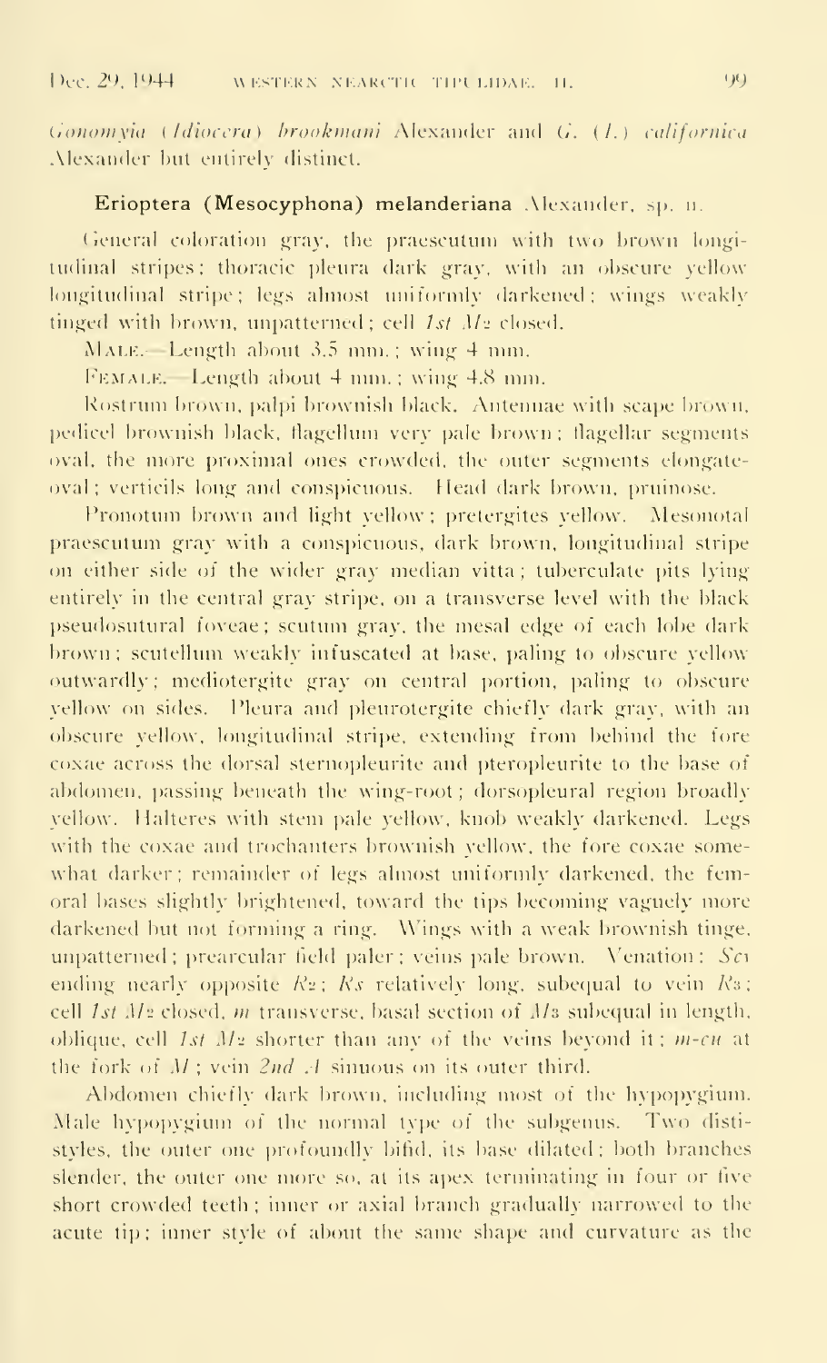*Gonomyia* (*Idiocera*) *brookmani* Alexander and *G.* (*I.*) *californica* Alexander but entirely distinct.

### Erioptera (Mesocyphona) melanderiana Alexander, sp. n.

General coloration gray, the praescutum with two brown longitudinal stripes; thoracic pleura dark gray, with an obscure yellow longitudinal stripe; legs almost uniformly darkened; wings weakly tinged with brown, unpatterned; cell *1st* $M_2$ closed.

MALE.—Length about 3.5 mm.; wing 4 mm.

FEMALE.—Length about 4 mm.; wing 4.8 mm.

Rostrum brown, palpi brownish black. Antennae with scape brown, pedicel brownish black, flagellum very pale brown; flagellar segments oval, the more proximal ones crowded, the outer segments elongate-oval; verticils long and conspicuous. Head dark brown, pruinose.

Pronotum brown and light yellow; pretergites yellow. Mesonotal praescutum gray with a conspicuous, dark brown, longitudinal stripe on either side of the wider gray median vitta; tuberculate pits lying entirely in the central gray stripe, on a transverse level with the black pseudosutural foveae; scutum gray, the mesal edge of each lobe dark brown; scutellum weakly infuscated at base, paling to obscure yellow outwardly; mediotergite gray on central portion, paling to obscure yellow on sides. Pleura and pleurotergite chiefly dark gray, with an obscure yellow, longitudinal stripe, extending from behind the fore coxae across the dorsal sternopleurite and pteropleurite to the base of abdomen, passing beneath the wing-root; dorsopleural region broadly yellow. Halteres with stem pale yellow, knob weakly darkened. Legs with the coxae and trochanters brownish yellow, the fore coxae somewhat darker; remainder of legs almost uniformly darkened, the femoral bases slightly brightened, toward the tips becoming vaguely more darkened but not forming a ring. Wings with a weak brownish tinge, unpatterned; prearcular field paler; veins pale brown. Venation: $Sc_1$ ending nearly opposite $R_2$; $Rs$ relatively long, subequal to vein $R_3$; cell *1st* $M_2$ closed, *m* transverse, basal section of $M_3$ subequal in length, oblique, cell *1st* $M_2$ shorter than any of the veins beyond it; *m-cu* at the fork of $M$; vein *2nd A* sinuous on its outer third.

Abdomen chiefly dark brown, including most of the hypopygium. Male hypopygium of the normal type of the subgenus. Two dististyles, the outer one profoundly bifid, its base dilated; both branches slender, the outer one more so, at its apex terminating in four or five short crowded teeth; inner or axial branch gradually narrowed to the acute tip; inner style of about the same shape and curvature as the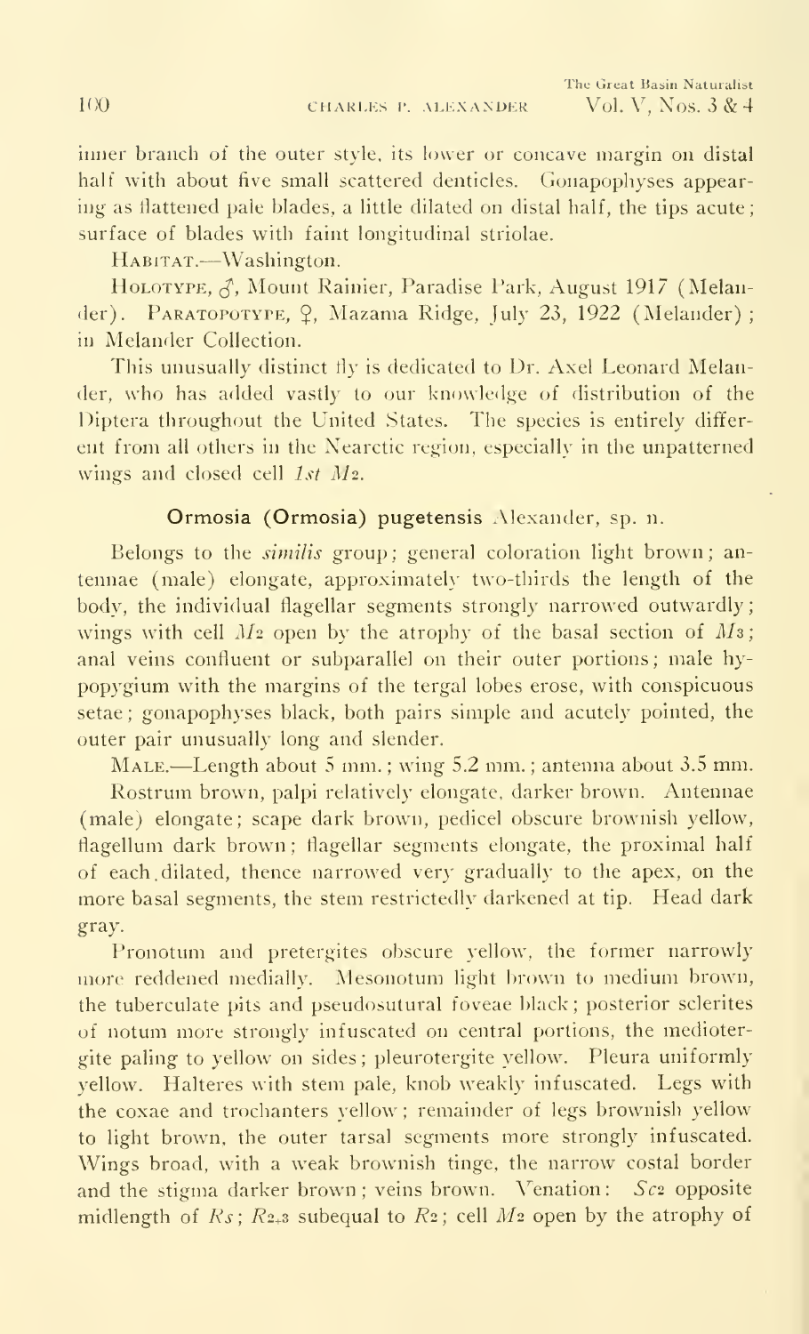inner branch of the outer style, its lower or concave margin on distal half with about five small scattered denticles. Gonapophyses appearing as flattened pale blades, a little dilated on distal half, the tips acute; surface of blades with faint longitudinal striolae.

HABITAT.—Washington.

HOLOTYPE, ♂, Mount Rainier, Paradise Park, August 1917 (Melander). PARATOPOTYPE, ♀, Mazama Ridge, July 23, 1922 (Melander); in Melander Collection.

This unusually distinct fly is dedicated to Dr. Axel Leonard Melander, who has added vastly to our knowledge of distribution of the Diptera throughout the United States. The species is entirely different from all others in the Nearctic region, especially in the unpatterned wings and closed cell *1st* $M_2$.

### Ormosia (Ormosia) pugetensis Alexander, sp. n.

Belongs to the *similis* group; general coloration light brown; antennae (male) elongate, approximately two-thirds the length of the body, the individual flagellar segments strongly narrowed outwardly; wings with cell $M_2$ open by the atrophy of the basal section of $M_3$; anal veins confluent or subparallel on their outer portions; male hypopygium with the margins of the tergal lobes erose, with conspicuous setae; gonapophyses black, both pairs simple and acutely pointed, the outer pair unusually long and slender.

MALE.—Length about 5 mm.; wing 5.2 mm.; antenna about 3.5 mm.

Rostrum brown, palpi relatively elongate, darker brown. Antennae (male) elongate; scape dark brown, pedicel obscure brownish yellow, flagellum dark brown; flagellar segments elongate, the proximal half of each dilated, thence narrowed very gradually to the apex, on the more basal segments, the stem restrictedly darkened at tip. Head dark gray.

Pronotum and pretergites obscure yellow, the former narrowly more reddened medially. Mesonotum light brown to medium brown, the tuberculate pits and pseudosutural foveae black; posterior sclerites of notum more strongly infuscated on central portions, the mediotergite paling to yellow on sides; pleurotergite yellow. Pleura uniformly yellow. Halteres with stem pale, knob weakly infuscated. Legs with the coxae and trochanters yellow; remainder of legs brownish yellow to light brown, the outer tarsal segments more strongly infuscated. Wings broad, with a weak brownish tinge, the narrow costal border and the stigma darker brown; veins brown. Venation: $Sc_2$ opposite midlength of $Rs$; $R_{2+3}$ subequal to $R_2$; cell $M_2$ open by the atrophy of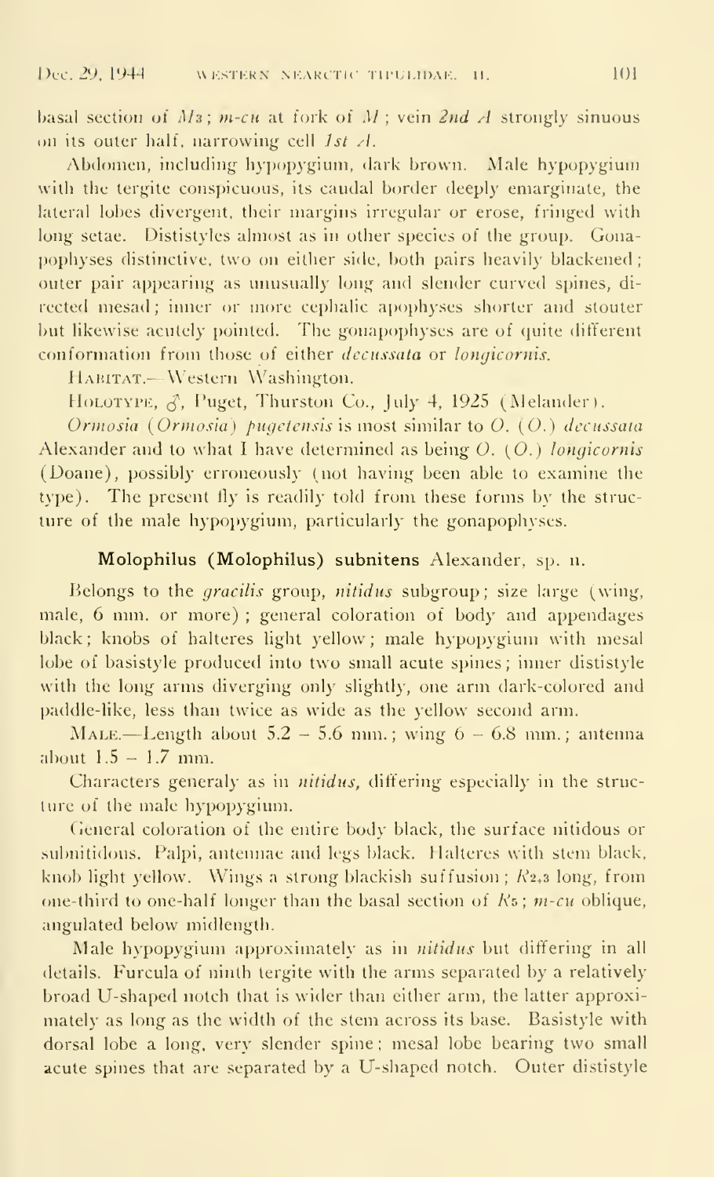basal section of $M_3$; *m-cu* at fork of *M*; vein *2nd A* strongly sinuous on its outer half, narrowing cell *1st A*.

Abdomen, including hypopygium, dark brown. Male hypopygium with the tergite conspicuous, its caudal border deeply emarginate, the lateral lobes divergent, their margins irregular or erose, fringed with long setae. Dististyles almost as in other species of the group. Gonapophyses distinctive, two on either side, both pairs heavily blackened; outer pair appearing as unusually long and slender curved spines, directed mesad; inner or more cephalic apophyses shorter and stouter but likewise acutely pointed. The gonapophyses are of quite different conformation from those of either *decussata* or *longicornis*.

HABITAT.—Western Washington.

HOLOTYPE, ♂, Puget, Thurston Co., July 4, 1925 (Melander).

*Ormosia* (*Ormosia*) *pugetensis* is most similar to *O.* (*O.*) *decussata* Alexander and to what I have determined as being *O.* (*O.*) *longicornis* (Doane), possibly erroneously (not having been able to examine the type). The present fly is readily told from these forms by the structure of the male hypopygium, particularly the gonapophyses.

### **Molophilus (Molophilus) subnitens** Alexander, sp. n.

Belongs to the *gracilis* group, *nitidus* subgroup; size large (wing, male, 6 mm. or more); general coloration of body and appendages black; knobs of halteres light yellow; male hypopygium with mesal lobe of basistyle produced into two small acute spines; inner dististyle with the long arms diverging only slightly, one arm dark-colored and paddle-like, less than twice as wide as the yellow second arm.

MALE.—Length about 5.2 – 5.6 mm.; wing 6 – 6.8 mm.; antenna about 1.5 – 1.7 mm.

Characters generaly as in *nitidus*, differing especially in the structure of the male hypopygium.

General coloration of the entire body black, the surface nitidous or subnitidous. Palpi, antennae and legs black. Halteres with stem black, knob light yellow. Wings a strong blackish suffusion; $R_{2+3}$ long, from one-third to one-half longer than the basal section of $R_5$; *m-cu* oblique, angulated below midlength.

Male hypopygium approximately as in *nitidus* but differing in all details. Furcula of ninth tergite with the arms separated by a relatively broad U-shaped notch that is wider than either arm, the latter approximately as long as the width of the stem across its base. Basistyle with dorsal lobe a long, very slender spine; mesal lobe bearing two small acute spines that are separated by a U-shaped notch. Outer dististyle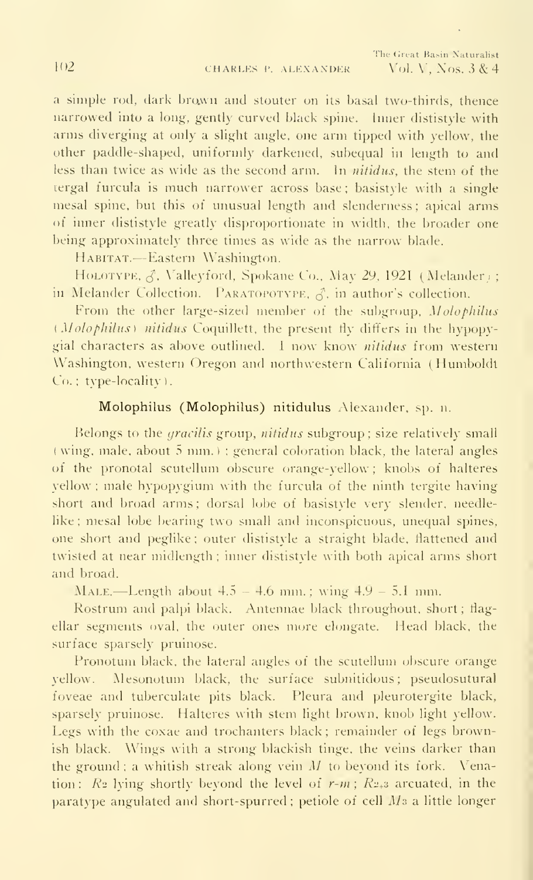a simple rod, dark brown and stouter on its basal two-thirds, thence narrowed into a long, gently curved black spine. Inner dististyle with arms diverging at only a slight angle, one arm tipped with yellow, the other paddle-shaped, uniformly darkened, subequal in length to and less than twice as wide as the second arm. In *nitidus*, the stem of the tergal furcula is much narrower across base; basistyle with a single mesal spine, but this of unusual length and slenderness; apical arms of inner dististyle greatly disproportionate in width, the broader one being approximately three times as wide as the narrow blade.

HABITAT.—Eastern Washington.

HOLOTYPE, ♂, Valleyford, Spokane Co., May 29, 1921 (Melander); in Melander Collection. PARATOPOTYPE, ♂, in author's collection.

From the other large-sized member of the subgroup, *Molophilus* (*Molophilus*) *nitidus* Coquillett, the present fly differs in the hypopygial characters as above outlined. I now know *nitidus* from western Washington, western Oregon and northwestern California (Humboldt Co.; type-locality).

### Molophilus (Molophilus) nitidulus Alexander, sp. n.

Belongs to the *gracilis* group, *nitidus* subgroup; size relatively small (wing, male, about 5 mm.); general coloration black, the lateral angles of the pronotal scutellum obscure orange-yellow; knobs of halteres yellow; male hypopygium with the furcula of the ninth tergite having short and broad arms; dorsal lobe of basistyle very slender, needle-like; mesal lobe bearing two small and inconspicuous, unequal spines, one short and peglike; outer dististyle a straight blade, flattened and twisted at near midlength; inner dististyle with both apical arms short and broad.

MALE.—Length about 4.5 – 4.6 mm.; wing 4.9 – 5.1 mm.

Rostrum and palpi black. Antennae black throughout, short; flagellar segments oval, the outer ones more elongate. Head black, the surface sparsely pruinose.

Pronotum black, the lateral angles of the scutellum obscure orange yellow. Mesonotum black, the surface subnitidous; pseudosutural foveae and tuberculate pits black. Pleura and pleurotergite black, sparsely pruinose. Halteres with stem light brown, knob light yellow. Legs with the coxae and trochanters black; remainder of legs brownish black. Wings with a strong blackish tinge, the veins darker than the ground; a whitish streak along vein *M* to beyond its fork. Venation: $R_2$ lying shortly beyond the level of $r$-$m$; $R_{2+3}$ arcuated, in the paratype angulated and short-spurred; petiole of cell $M_3$ a little longer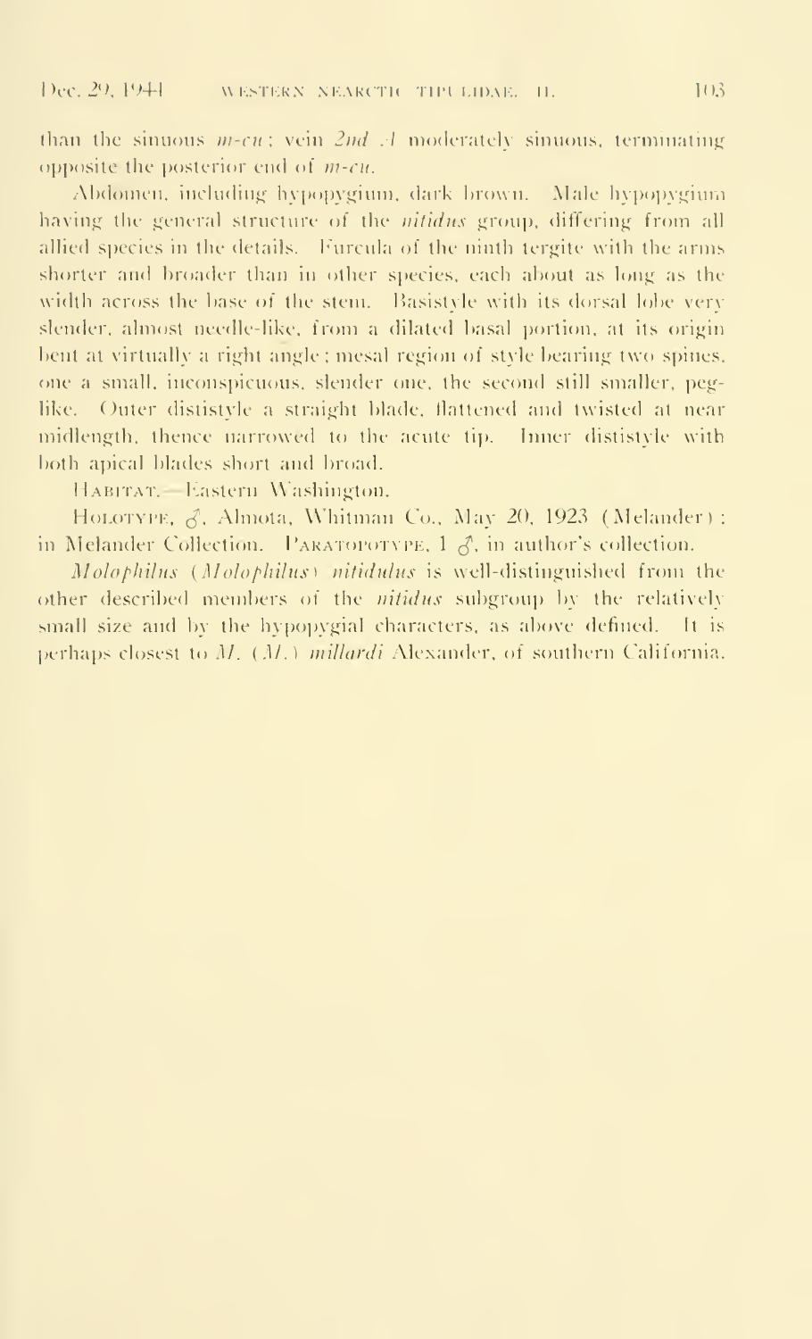than the sinuous *m-cu*; vein *2nd A* moderately sinuous, terminating opposite the posterior end of *m-cu*.

Abdomen, including hypopygium, dark brown. Male hypopygium having the general structure of the *nitidus* group, differing from all allied species in the details. Furcula of the ninth tergite with the arms shorter and broader than in other species, each about as long as the width across the base of the stem. Basistyle with its dorsal lobe very slender, almost needle-like, from a dilated basal portion, at its origin bent at virtually a right angle; mesal region of style bearing two spines, one a small, inconspicuous, slender one, the second still smaller, peg-like. Outer dististyle a straight blade, flattened and twisted at near midlength, thence narrowed to the acute tip. Inner dististyle with both apical blades short and broad.

HABITAT.—Eastern Washington.

HOLOTYPE, ♂, Almota, Whitman Co., May 20, 1923 (Melander): in Melander Collection. PARATOPOTYPE, 1 ♂, in author's collection.

*Molophilus* (*Molophilus*) *nitidulus* is well-distinguished from the other described members of the *nitidus* subgroup by the relatively small size and by the hypopygial characters, as above defined. It is perhaps closest to *M.* (*M.*) *millardi* Alexander, of southern California.